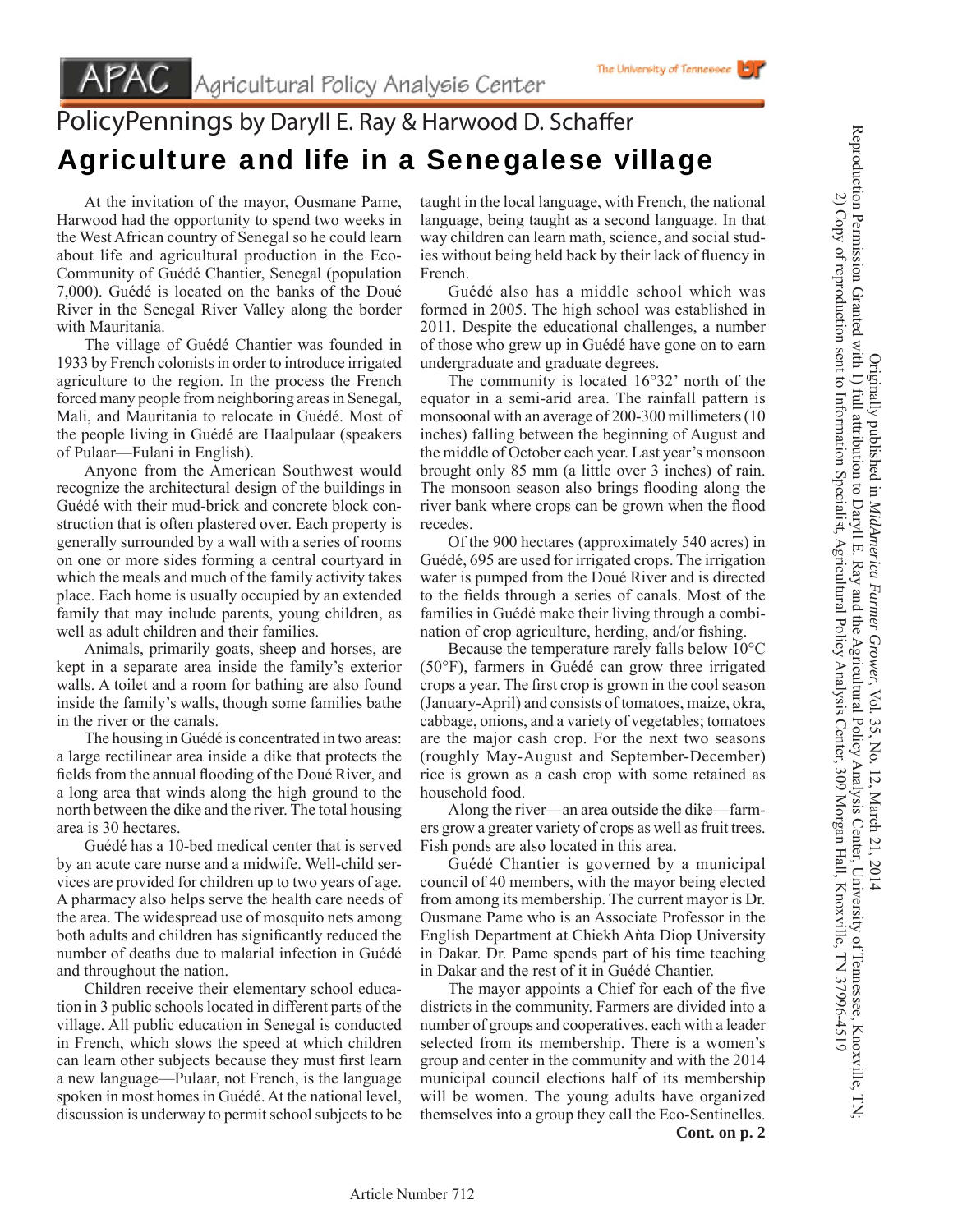# APAC Agricultural Policy Analysis Center

## PolicyPennings by Daryll E. Ray & Harwood D. Schaffer

# Agriculture and life in a Senegalese village

At the invitation of the mayor, Ousmane Pame, Harwood had the opportunity to spend two weeks in the West African country of Senegal so he could learn about life and agricultural production in the Eco-Community of Guédé Chantier, Senegal (population 7,000). Guédé is located on the banks of the Doué River in the Senegal River Valley along the border with Mauritania.

The village of Guédé Chantier was founded in 1933 by French colonists in order to introduce irrigated agriculture to the region. In the process the French forced many people from neighboring areas in Senegal, Mali, and Mauritania to relocate in Guédé. Most of the people living in Guédé are Haalpulaar (speakers of Pulaar—Fulani in English).

Anyone from the American Southwest would recognize the architectural design of the buildings in Guédé with their mud-brick and concrete block construction that is often plastered over. Each property is generally surrounded by a wall with a series of rooms on one or more sides forming a central courtyard in which the meals and much of the family activity takes place. Each home is usually occupied by an extended family that may include parents, young children, as well as adult children and their families.

Animals, primarily goats, sheep and horses, are kept in a separate area inside the family's exterior walls. A toilet and a room for bathing are also found inside the family's walls, though some families bathe in the river or the canals.

The housing in Guédé is concentrated in two areas: a large rectilinear area inside a dike that protects the fields from the annual flooding of the Doué River, and a long area that winds along the high ground to the north between the dike and the river. The total housing area is 30 hectares.

Guédé has a 10-bed medical center that is served by an acute care nurse and a midwife. Well-child services are provided for children up to two years of age. A pharmacy also helps serve the health care needs of the area. The widespread use of mosquito nets among both adults and children has significantly reduced the number of deaths due to malarial infection in Guédé and throughout the nation.

Children receive their elementary school education in 3 public schools located in different parts of the village. All public education in Senegal is conducted in French, which slows the speed at which children can learn other subjects because they must first learn a new language—Pulaar, not French, is the language spoken in most homes in Guédé. At the national level, discussion is underway to permit school subjects to be taught in the local language, with French, the national language, being taught as a second language. In that way children can learn math, science, and social studies without being held back by their lack of fluency in French.

Guédé also has a middle school which was formed in 2005. The high school was established in 2011. Despite the educational challenges, a number of those who grew up in Guédé have gone on to earn undergraduate and graduate degrees.

The community is located 16°32' north of the equator in a semi-arid area. The rainfall pattern is monsoonal with an average of 200-300 millimeters (10 inches) falling between the beginning of August and the middle of October each year. Last year's monsoon brought only 85 mm (a little over 3 inches) of rain. The monsoon season also brings flooding along the river bank where crops can be grown when the flood recedes.

Of the 900 hectares (approximately 540 acres) in Guédé, 695 are used for irrigated crops. The irrigation water is pumped from the Doué River and is directed to the fields through a series of canals. Most of the families in Guédé make their living through a combination of crop agriculture, herding, and/or fishing.

Because the temperature rarely falls below 10°C (50°F), farmers in Guédé can grow three irrigated crops a year. The first crop is grown in the cool season (January-April) and consists of tomatoes, maize, okra, cabbage, onions, and a variety of vegetables; tomatoes are the major cash crop. For the next two seasons (roughly May-August and September-December) rice is grown as a cash crop with some retained as household food.

Along the river—an area outside the dike—farmers grow a greater variety of crops as well as fruit trees. Fish ponds are also located in this area.

Guédé Chantier is governed by a municipal council of 40 members, with the mayor being elected from among its membership. The current mayor is Dr. Ousmane Pame who is an Associate Professor in the English Department at Chiekh Anta Diop University in Dakar. Dr. Pame spends part of his time teaching in Dakar and the rest of it in Guédé Chantier.

The mayor appoints a Chief for each of the five districts in the community. Farmers are divided into a number of groups and cooperatives, each with a leader selected from its membership. There is a women's group and center in the community and with the 2014 municipal council elections half of its membership will be women. The young adults have organized themselves into a group they call the Eco-Sentinelles.

**Cont. on p. 2**

Originally published in *MidAmerica Farmer Grower*, Vol. 35, No. 12, March 21, 2014
Reproduction Permission Granted with 1) full attribution to Daryll E. Ray and the Agricultural Policy Analysis Center, University of Tennessee, Knoxville, TN; 2) Copy of reproduction sent to Information Specialist, Agricultural Policy Analysis Center, 309 Morgan Hall, Knoxville, TN 37996-4519

Article Number 712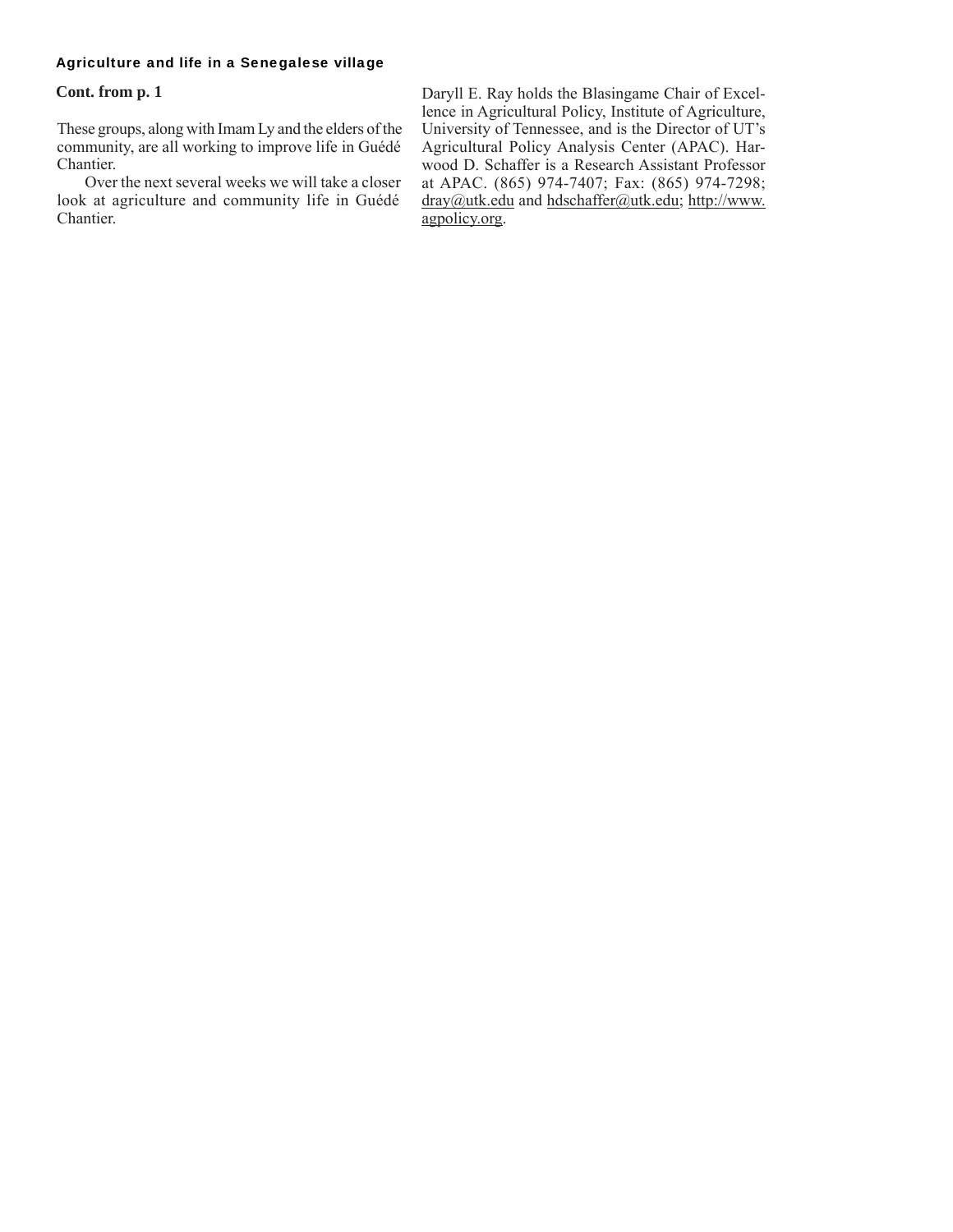## Agriculture and life in a Senegalese village

**Cont. from p. 1**

These groups, along with Imam Ly and the elders of the community, are all working to improve life in Guédé Chantier.

Over the next several weeks we will take a closer look at agriculture and community life in Guédé Chantier.

Daryll E. Ray holds the Blasingame Chair of Excellence in Agricultural Policy, Institute of Agriculture, University of Tennessee, and is the Director of UT's Agricultural Policy Analysis Center (APAC). Harwood D. Schaffer is a Research Assistant Professor at APAC. (865) 974-7407; Fax: (865) 974-7298; dray@utk.edu and hdschaffer@utk.edu; http://www.agpolicy.org.